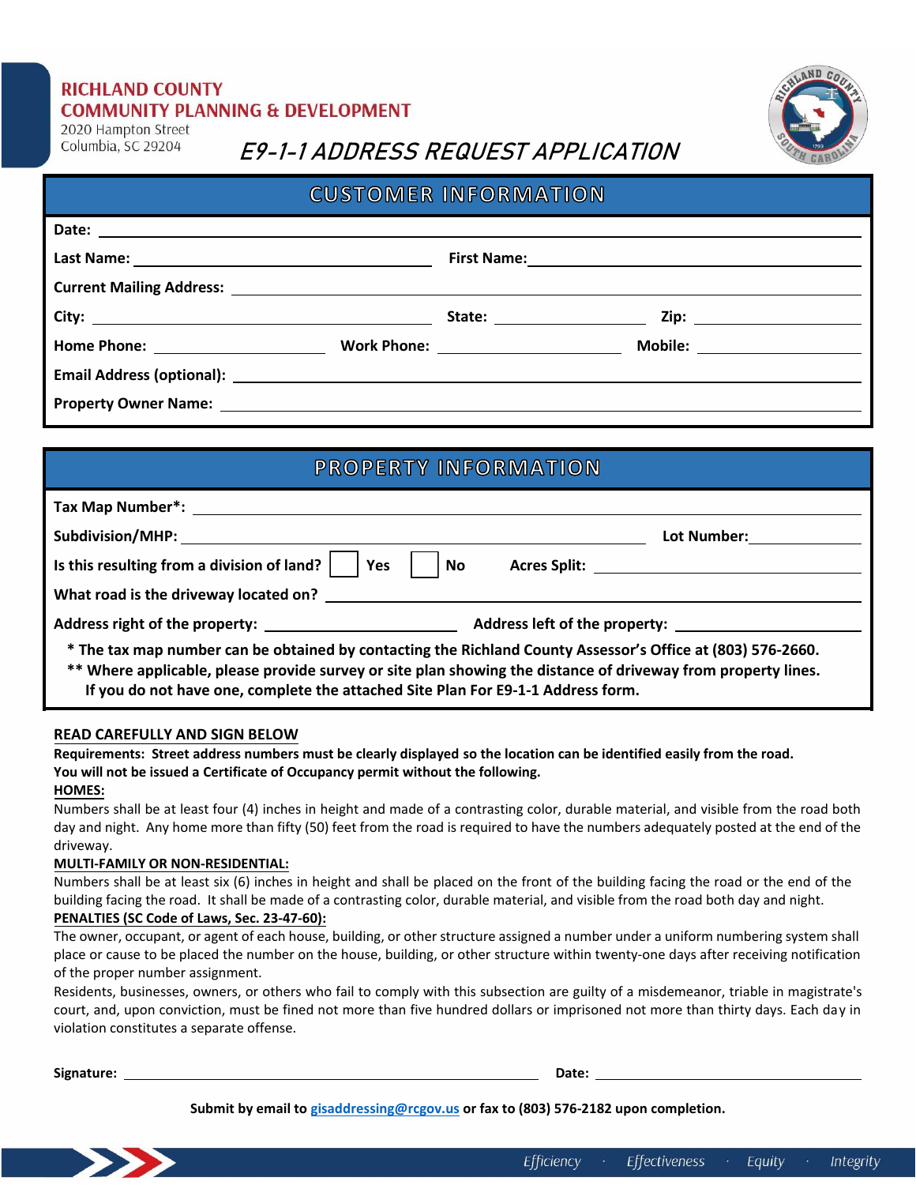**RICHLAND COUNTY**
**COMMUNITY PLANNING & DEVELOPMENT**
2020 Hampton Street
Columbia, SC 29204

# E9-1-1 ADDRESS REQUEST APPLICATION

## CUSTOMER INFORMATION

**Date:** ______________________________

**Last Name:** ______________________ **First Name:** ______________________

**Current Mailing Address:** ______________________________

**City:** ______________________ **State:** ______________ **Zip:** ______________

**Home Phone:** ______________ **Work Phone:** ______________ **Mobile:** ______________

**Email Address (optional):** ______________________________

**Property Owner Name:** ______________________________

## PROPERTY INFORMATION

**Tax Map Number*:** ______________________________

**Subdivision/MHP:** ______________________ **Lot Number:** ______________

**Is this resulting from a division of land?** ☐ **Yes** ☐ **No** **Acres Split:** ______________

**What road is the driveway located on?** ______________________________

**Address right of the property:** ______________ **Address left of the property:** ______________

**\* The tax map number can be obtained by contacting the Richland County Assessor's Office at (803) 576-2660.**
**\*\* Where applicable, please provide survey or site plan showing the distance of driveway from property lines. If you do not have one, complete the attached Site Plan For E9-1-1 Address form.**

**READ CAREFULLY AND SIGN BELOW**

**Requirements: Street address numbers must be clearly displayed so the location can be identified easily from the road. You will not be issued a Certificate of Occupancy permit without the following.**

**HOMES:**

Numbers shall be at least four (4) inches in height and made of a contrasting color, durable material, and visible from the road both day and night. Any home more than fifty (50) feet from the road is required to have the numbers adequately posted at the end of the driveway.

**MULTI-FAMILY OR NON-RESIDENTIAL:**

Numbers shall be at least six (6) inches in height and shall be placed on the front of the building facing the road or the end of the building facing the road. It shall be made of a contrasting color, durable material, and visible from the road both day and night.

**PENALTIES (SC Code of Laws, Sec. 23-47-60):**

The owner, occupant, or agent of each house, building, or other structure assigned a number under a uniform numbering system shall place or cause to be placed the number on the house, building, or other structure within twenty-one days after receiving notification of the proper number assignment.

Residents, businesses, owners, or others who fail to comply with this subsection are guilty of a misdemeanor, triable in magistrate's court, and, upon conviction, must be fined not more than five hundred dollars or imprisoned not more than thirty days. Each day in violation constitutes a separate offense.

**Signature:** ______________________________ **Date:** ______________

**Submit by email to gisaddressing@rcgov.us or fax to (803) 576-2182 upon completion.**

*Efficiency · Effectiveness · Equity · Integrity*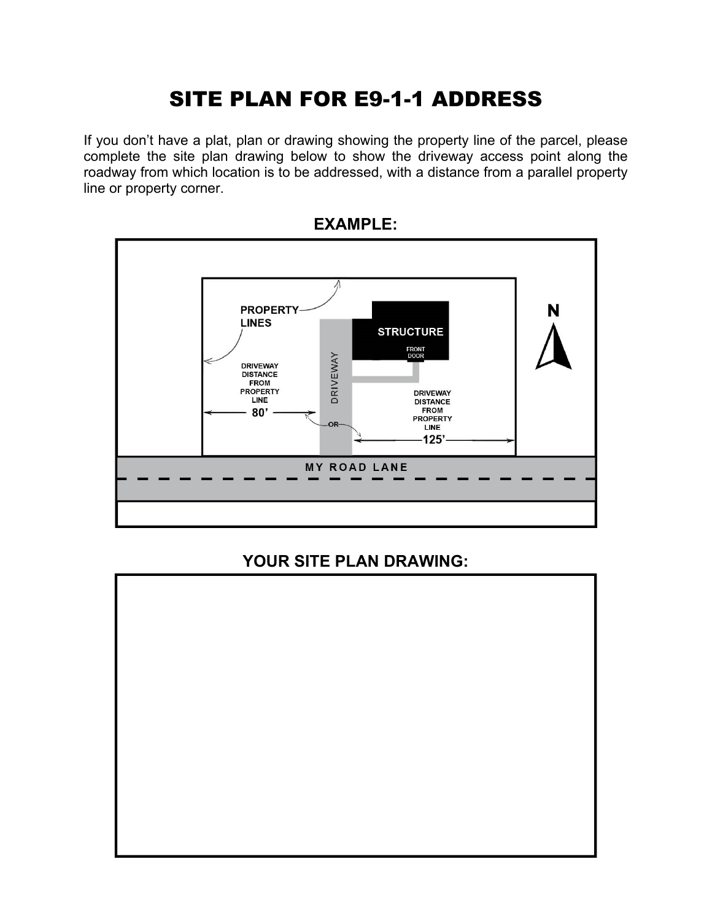# SITE PLAN FOR E9-1-1 ADDRESS

If you don't have a plat, plan or drawing showing the property line of the parcel, please complete the site plan drawing below to show the driveway access point along the roadway from which location is to be addressed, with a distance from a parallel property line or property corner.

## EXAMPLE:

PROPERTY LINES

STRUCTURE

FRONT DOOR

N

DRIVEWAY

DRIVEWAY DISTANCE FROM PROPERTY LINE

80'

OR

DRIVEWAY DISTANCE FROM PROPERTY LINE

125'

MY ROAD LANE

## YOUR SITE PLAN DRAWING: